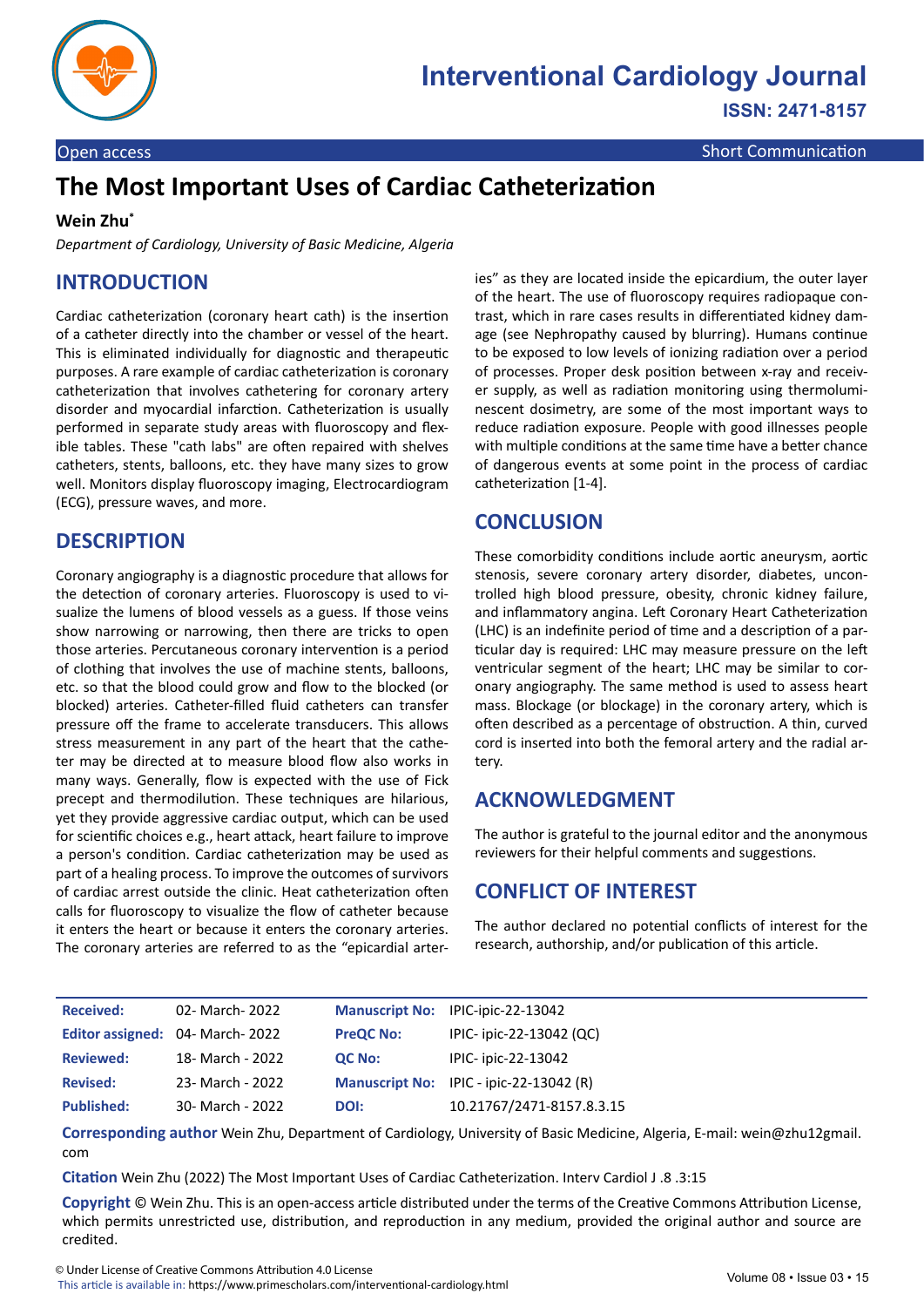Open access | Short Communication

# The Most Important Uses of Cardiac Catheterization

**Wein Zhu***

*Department of Cardiology, University of Basic Medicine, Algeria*

## INTRODUCTION

Cardiac catheterization (coronary heart cath) is the insertion of a catheter directly into the chamber or vessel of the heart. This is eliminated individually for diagnostic and therapeutic purposes. A rare example of cardiac catheterization is coronary catheterization that involves cathetering for coronary artery disorder and myocardial infarction. Catheterization is usually performed in separate study areas with fluoroscopy and flexible tables. These "cath labs" are often repaired with shelves catheters, stents, balloons, etc. they have many sizes to grow well. Monitors display fluoroscopy imaging, Electrocardiogram (ECG), pressure waves, and more.

## DESCRIPTION

Coronary angiography is a diagnostic procedure that allows for the detection of coronary arteries. Fluoroscopy is used to visualize the lumens of blood vessels as a guess. If those veins show narrowing or narrowing, then there are tricks to open those arteries. Percutaneous coronary intervention is a period of clothing that involves the use of machine stents, balloons, etc. so that the blood could grow and flow to the blocked (or blocked) arteries. Catheter-filled fluid catheters can transfer pressure off the frame to accelerate transducers. This allows stress measurement in any part of the heart that the catheter may be directed at to measure blood flow also works in many ways. Generally, flow is expected with the use of Fick precept and thermodilution. These techniques are hilarious, yet they provide aggressive cardiac output, which can be used for scientific choices e.g., heart attack, heart failure to improve a person's condition. Cardiac catheterization may be used as part of a healing process. To improve the outcomes of survivors of cardiac arrest outside the clinic. Heat catheterization often calls for fluoroscopy to visualize the flow of catheter because it enters the heart or because it enters the coronary arteries. The coronary arteries are referred to as the "epicardial arteries" as they are located inside the epicardium, the outer layer of the heart. The use of fluoroscopy requires radiopaque contrast, which in rare cases results in differentiated kidney damage (see Nephropathy caused by blurring). Humans continue to be exposed to low levels of ionizing radiation over a period of processes. Proper desk position between x-ray and receiver supply, as well as radiation monitoring using thermoluminescent dosimetry, are some of the most important ways to reduce radiation exposure. People with good illnesses people with multiple conditions at the same time have a better chance of dangerous events at some point in the process of cardiac catheterization [1-4].

## CONCLUSION

These comorbidity conditions include aortic aneurysm, aortic stenosis, severe coronary artery disorder, diabetes, uncontrolled high blood pressure, obesity, chronic kidney failure, and inflammatory angina. Left Coronary Heart Catheterization (LHC) is an indefinite period of time and a description of a particular day is required: LHC may measure pressure on the left ventricular segment of the heart; LHC may be similar to coronary angiography. The same method is used to assess heart mass. Blockage (or blockage) in the coronary artery, which is often described as a percentage of obstruction. A thin, curved cord is inserted into both the femoral artery and the radial artery.

## ACKNOWLEDGMENT

The author is grateful to the journal editor and the anonymous reviewers for their helpful comments and suggestions.

## CONFLICT OF INTEREST

The author declared no potential conflicts of interest for the research, authorship, and/or publication of this article.

| | | | |
|---|---|---|---|
| **Received:** | 02- March- 2022 | **Manuscript No:** | IPIC-ipic-22-13042 |
| **Editor assigned:** | 04- March- 2022 | **PreQC No:** | IPIC- ipic-22-13042 (QC) |
| **Reviewed:** | 18- March - 2022 | **QC No:** | IPIC- ipic-22-13042 |
| **Revised:** | 23- March - 2022 | **Manuscript No:** | IPIC - ipic-22-13042 (R) |
| **Published:** | 30- March - 2022 | **DOI:** | 10.21767/2471-8157.8.3.15 |

**Corresponding author** Wein Zhu, Department of Cardiology, University of Basic Medicine, Algeria, E-mail: wein@zhu12gmail.com

**Citation** Wein Zhu (2022) The Most Important Uses of Cardiac Catheterization. Interv Cardiol J .8 .3:15

**Copyright** © Wein Zhu. This is an open-access article distributed under the terms of the Creative Commons Attribution License, which permits unrestricted use, distribution, and reproduction in any medium, provided the original author and source are credited.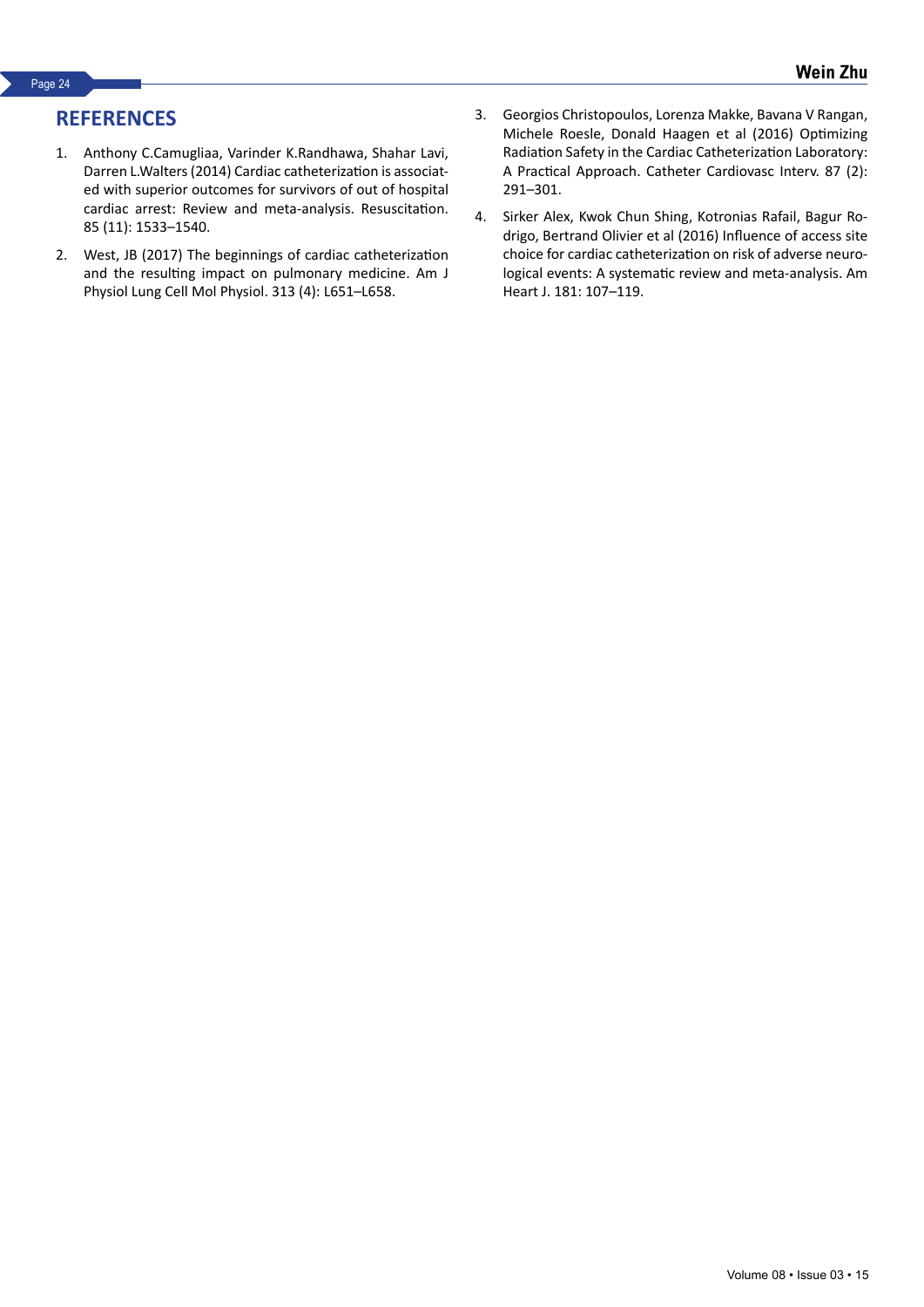## REFERENCES

1. Anthony C.Camugliaa, Varinder K.Randhawa, Shahar Lavi, Darren L.Walters (2014) Cardiac catheterization is associated with superior outcomes for survivors of out of hospital cardiac arrest: Review and meta-analysis. Resuscitation. 85 (11): 1533–1540.

2. West, JB (2017) The beginnings of cardiac catheterization and the resulting impact on pulmonary medicine. Am J Physiol Lung Cell Mol Physiol. 313 (4): L651–L658.

3. Georgios Christopoulos, Lorenza Makke, Bavana V Rangan, Michele Roesle, Donald Haagen et al (2016) Optimizing Radiation Safety in the Cardiac Catheterization Laboratory: A Practical Approach. Catheter Cardiovasc Interv. 87 (2): 291–301.

4. Sirker Alex, Kwok Chun Shing, Kotronias Rafail, Bagur Rodrigo, Bertrand Olivier et al (2016) Influence of access site choice for cardiac catheterization on risk of adverse neurological events: A systematic review and meta-analysis. Am Heart J. 181: 107–119.